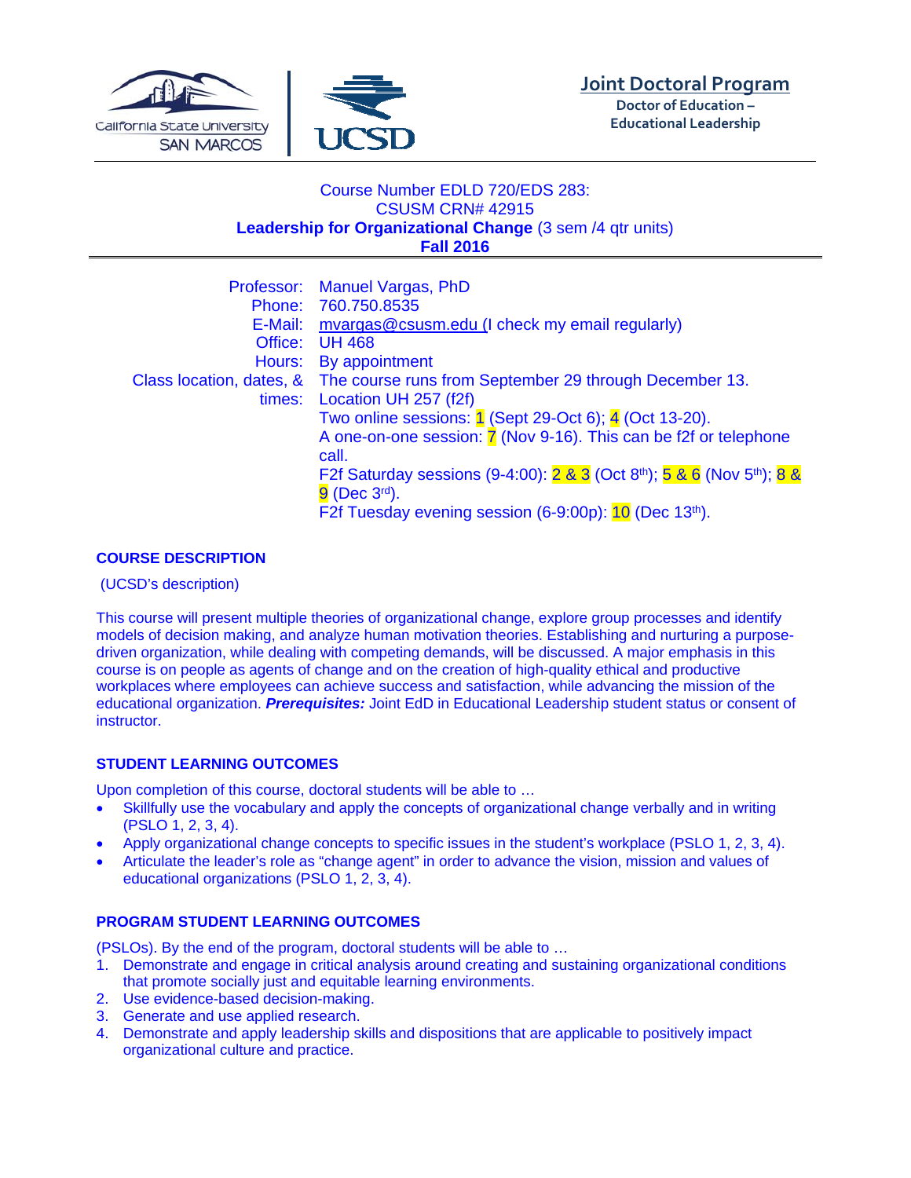**Joint Doctoral Program**
Doctor of Education – Educational Leadership

California State University San Marcos | UCSD

Course Number EDLD 720/EDS 283:
CSUSM CRN# 42915
**Leadership for Organizational Change** (3 sem /4 qtr units)
**Fall 2016**

| | |
|---|---|
| Professor: | Manuel Vargas, PhD |
| Phone: | 760.750.8535 |
| E-Mail: | mvargas@csusm.edu (I check my email regularly) |
| Office: | UH 468 |
| Hours: | By appointment |
| Class location, dates, & times: | The course runs from September 29 through December 13. Location UH 257 (f2f) Two online sessions: 1 (Sept 29-Oct 6); 4 (Oct 13-20). A one-on-one session: 7 (Nov 9-16). This can be f2f or telephone call. F2f Saturday sessions (9-4:00): 2 & 3 (Oct 8th); 5 & 6 (Nov 5th); 8 & 9 (Dec 3rd). F2f Tuesday evening session (6-9:00p): 10 (Dec 13th). |

## COURSE DESCRIPTION

(UCSD's description)

This course will present multiple theories of organizational change, explore group processes and identify models of decision making, and analyze human motivation theories. Establishing and nurturing a purpose-driven organization, while dealing with competing demands, will be discussed. A major emphasis in this course is on people as agents of change and on the creation of high-quality ethical and productive workplaces where employees can achieve success and satisfaction, while advancing the mission of the educational organization. ***Prerequisites:*** Joint EdD in Educational Leadership student status or consent of instructor.

## STUDENT LEARNING OUTCOMES

Upon completion of this course, doctoral students will be able to …

- Skillfully use the vocabulary and apply the concepts of organizational change verbally and in writing (PSLO 1, 2, 3, 4).
- Apply organizational change concepts to specific issues in the student's workplace (PSLO 1, 2, 3, 4).
- Articulate the leader's role as "change agent" in order to advance the vision, mission and values of educational organizations (PSLO 1, 2, 3, 4).

## PROGRAM STUDENT LEARNING OUTCOMES

(PSLOs). By the end of the program, doctoral students will be able to …

1. Demonstrate and engage in critical analysis around creating and sustaining organizational conditions that promote socially just and equitable learning environments.
2. Use evidence-based decision-making.
3. Generate and use applied research.
4. Demonstrate and apply leadership skills and dispositions that are applicable to positively impact organizational culture and practice.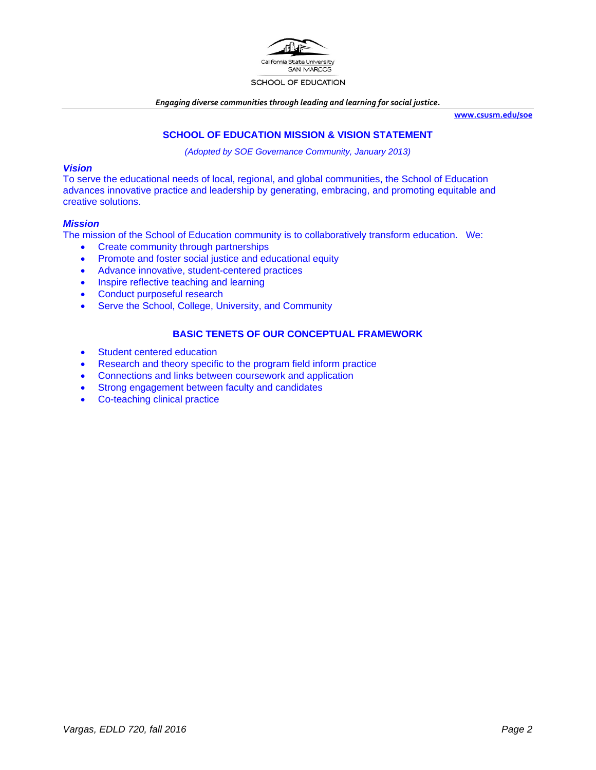California State University SAN MARCOS

SCHOOL OF EDUCATION

***Engaging diverse communities through leading and learning for social justice.***

**www.csusm.edu/soe**

## SCHOOL OF EDUCATION MISSION & VISION STATEMENT

*(Adopted by SOE Governance Community, January 2013)*

***Vision***

To serve the educational needs of local, regional, and global communities, the School of Education advances innovative practice and leadership by generating, embracing, and promoting equitable and creative solutions.

***Mission***

The mission of the School of Education community is to collaboratively transform education. We:

- Create community through partnerships
- Promote and foster social justice and educational equity
- Advance innovative, student-centered practices
- Inspire reflective teaching and learning
- Conduct purposeful research
- Serve the School, College, University, and Community

## BASIC TENETS OF OUR CONCEPTUAL FRAMEWORK

- Student centered education
- Research and theory specific to the program field inform practice
- Connections and links between coursework and application
- Strong engagement between faculty and candidates
- Co-teaching clinical practice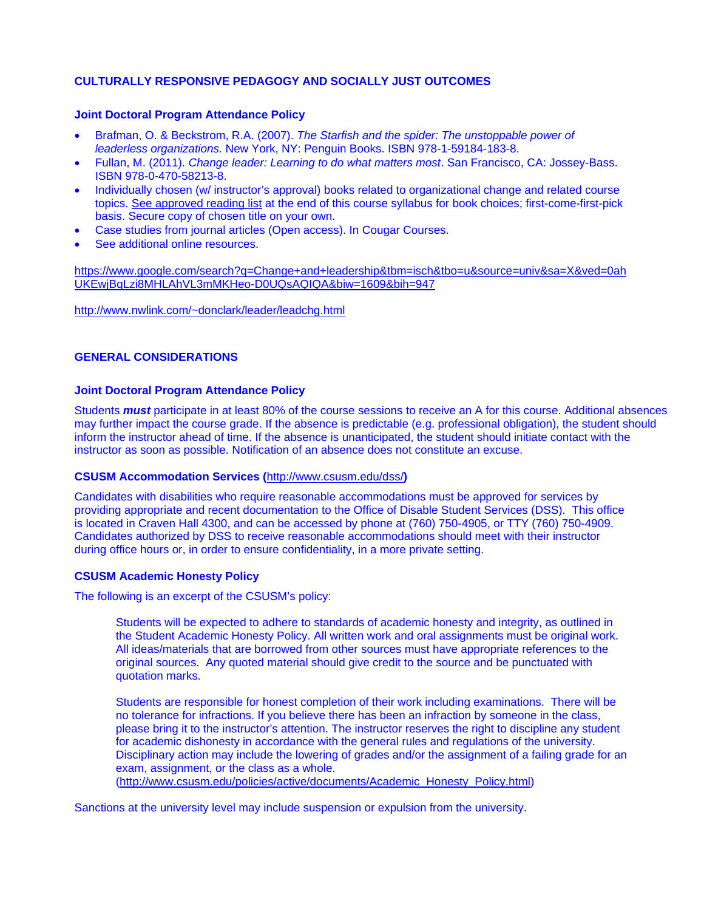## CULTURALLY RESPONSIVE PEDAGOGY AND SOCIALLY JUST OUTCOMES

### Joint Doctoral Program Attendance Policy

- Brafman, O. & Beckstrom, R.A. (2007). *The Starfish and the spider: The unstoppable power of leaderless organizations.* New York, NY: Penguin Books. ISBN 978-1-59184-183-8.
- Fullan, M. (2011). *Change leader: Learning to do what matters most*. San Francisco, CA: Jossey-Bass. ISBN 978-0-470-58213-8.
- Individually chosen (w/ instructor's approval) books related to organizational change and related course topics. See approved reading list at the end of this course syllabus for book choices; first-come-first-pick basis. Secure copy of chosen title on your own.
- Case studies from journal articles (Open access). In Cougar Courses.
- See additional online resources.

https://www.google.com/search?q=Change+and+leadership&tbm=isch&tbo=u&source=univ&sa=X&ved=0ahUKEwjBqLzi8MHLAhVL3mMKHeo-D0UQsAQIQA&biw=1609&bih=947

http://www.nwlink.com/~donclark/leader/leadchg.html

## GENERAL CONSIDERATIONS

### Joint Doctoral Program Attendance Policy

Students ***must*** participate in at least 80% of the course sessions to receive an A for this course. Additional absences may further impact the course grade. If the absence is predictable (e.g. professional obligation), the student should inform the instructor ahead of time. If the absence is unanticipated, the student should initiate contact with the instructor as soon as possible. Notification of an absence does not constitute an excuse.

### CSUSM Accommodation Services (http://www.csusm.edu/dss/)

Candidates with disabilities who require reasonable accommodations must be approved for services by providing appropriate and recent documentation to the Office of Disable Student Services (DSS). This office is located in Craven Hall 4300, and can be accessed by phone at (760) 750-4905, or TTY (760) 750-4909. Candidates authorized by DSS to receive reasonable accommodations should meet with their instructor during office hours or, in order to ensure confidentiality, in a more private setting.

### CSUSM Academic Honesty Policy

The following is an excerpt of the CSUSM's policy:

> Students will be expected to adhere to standards of academic honesty and integrity, as outlined in the Student Academic Honesty Policy. All written work and oral assignments must be original work. All ideas/materials that are borrowed from other sources must have appropriate references to the original sources. Any quoted material should give credit to the source and be punctuated with quotation marks.
>
> Students are responsible for honest completion of their work including examinations. There will be no tolerance for infractions. If you believe there has been an infraction by someone in the class, please bring it to the instructor's attention. The instructor reserves the right to discipline any student for academic dishonesty in accordance with the general rules and regulations of the university. Disciplinary action may include the lowering of grades and/or the assignment of a failing grade for an exam, assignment, or the class as a whole.
> (http://www.csusm.edu/policies/active/documents/Academic_Honesty_Policy.html)

Sanctions at the university level may include suspension or expulsion from the university.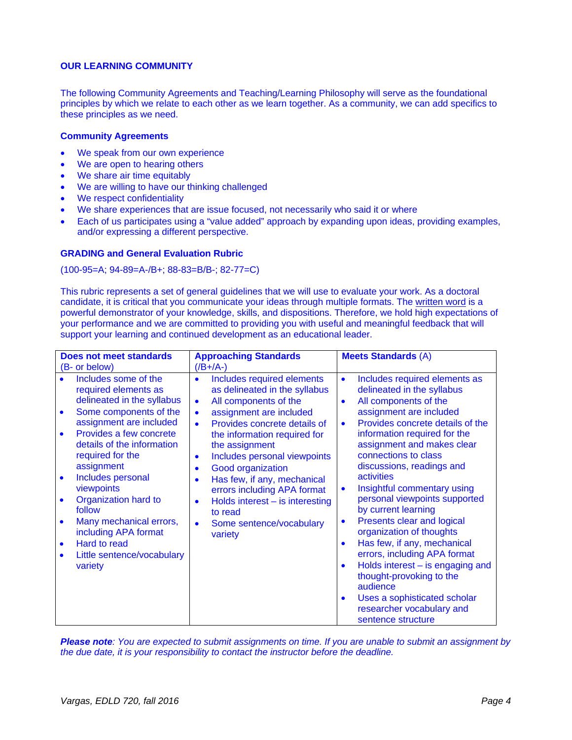## OUR LEARNING COMMUNITY

The following Community Agreements and Teaching/Learning Philosophy will serve as the foundational principles by which we relate to each other as we learn together. As a community, we can add specifics to these principles as we need.

### Community Agreements

- We speak from our own experience
- We are open to hearing others
- We share air time equitably
- We are willing to have our thinking challenged
- We respect confidentiality
- We share experiences that are issue focused, not necessarily who said it or where
- Each of us participates using a "value added" approach by expanding upon ideas, providing examples, and/or expressing a different perspective.

### GRADING and General Evaluation Rubric

(100-95=A; 94-89=A-/B+; 88-83=B/B-; 82-77=C)

This rubric represents a set of general guidelines that we will use to evaluate your work. As a doctoral candidate, it is critical that you communicate your ideas through multiple formats. The written word is a powerful demonstrator of your knowledge, skills, and dispositions. Therefore, we hold high expectations of your performance and we are committed to providing you with useful and meaningful feedback that will support your learning and continued development as an educational leader.

| **Does not meet standards** (B- or below) | **Approaching Standards** (/B+/A-) | **Meets Standards** (A) |
|---|---|---|
| • Includes some of the required elements as delineated in the syllabus<br>• Some components of the assignment are included<br>• Provides a few concrete details of the information required for the assignment<br>• Includes personal viewpoints<br>• Organization hard to follow<br>• Many mechanical errors, including APA format<br>• Hard to read<br>• Little sentence/vocabulary variety | • Includes required elements as delineated in the syllabus<br>• All components of the<br>• assignment are included<br>• Provides concrete details of the information required for the assignment<br>• Includes personal viewpoints<br>• Good organization<br>• Has few, if any, mechanical errors including APA format<br>• Holds interest – is interesting to read<br>• Some sentence/vocabulary variety | • Includes required elements as delineated in the syllabus<br>• All components of the assignment are included<br>• Provides concrete details of the information required for the assignment and makes clear connections to class discussions, readings and activities<br>• Insightful commentary using personal viewpoints supported by current learning<br>• Presents clear and logical organization of thoughts<br>• Has few, if any, mechanical errors, including APA format<br>• Holds interest – is engaging and thought-provoking to the audience<br>• Uses a sophisticated scholar researcher vocabulary and sentence structure |

***Please note**: You are expected to submit assignments on time. If you are unable to submit an assignment by the due date, it is your responsibility to contact the instructor before the deadline.*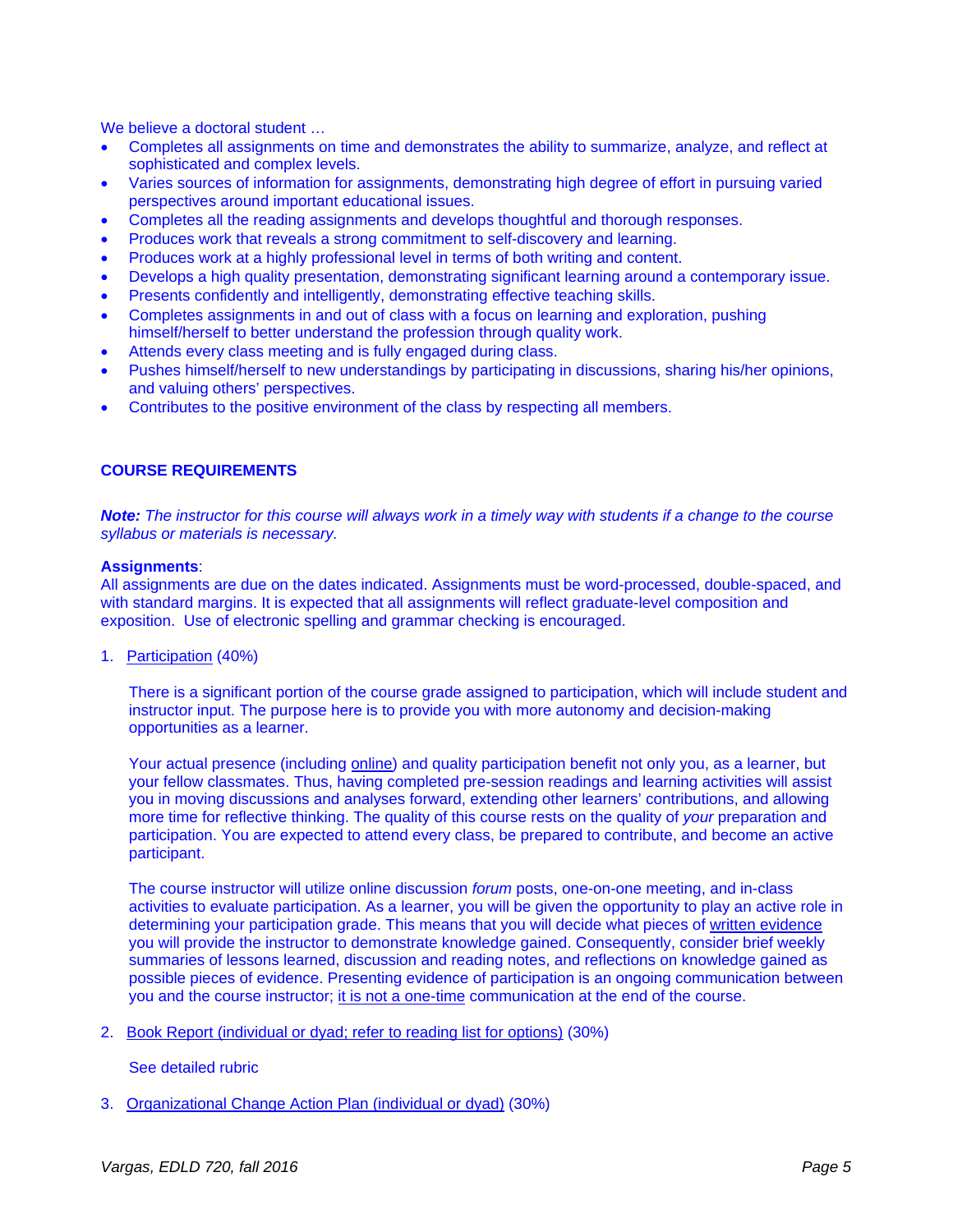We believe a doctoral student …

- Completes all assignments on time and demonstrates the ability to summarize, analyze, and reflect at sophisticated and complex levels.
- Varies sources of information for assignments, demonstrating high degree of effort in pursuing varied perspectives around important educational issues.
- Completes all the reading assignments and develops thoughtful and thorough responses.
- Produces work that reveals a strong commitment to self-discovery and learning.
- Produces work at a highly professional level in terms of both writing and content.
- Develops a high quality presentation, demonstrating significant learning around a contemporary issue.
- Presents confidently and intelligently, demonstrating effective teaching skills.
- Completes assignments in and out of class with a focus on learning and exploration, pushing himself/herself to better understand the profession through quality work.
- Attends every class meeting and is fully engaged during class.
- Pushes himself/herself to new understandings by participating in discussions, sharing his/her opinions, and valuing others' perspectives.
- Contributes to the positive environment of the class by respecting all members.

## COURSE REQUIREMENTS

***Note:*** *The instructor for this course will always work in a timely way with students if a change to the course syllabus or materials is necessary.*

**Assignments**:
All assignments are due on the dates indicated. Assignments must be word-processed, double-spaced, and with standard margins. It is expected that all assignments will reflect graduate-level composition and exposition. Use of electronic spelling and grammar checking is encouraged.

1. <u>Participation</u> (40%)

   There is a significant portion of the course grade assigned to participation, which will include student and instructor input. The purpose here is to provide you with more autonomy and decision-making opportunities as a learner.

   Your actual presence (including <u>online</u>) and quality participation benefit not only you, as a learner, but your fellow classmates. Thus, having completed pre-session readings and learning activities will assist you in moving discussions and analyses forward, extending other learners' contributions, and allowing more time for reflective thinking. The quality of this course rests on the quality of *your* preparation and participation. You are expected to attend every class, be prepared to contribute, and become an active participant.

   The course instructor will utilize online discussion *forum* posts, one-on-one meeting, and in-class activities to evaluate participation. As a learner, you will be given the opportunity to play an active role in determining your participation grade. This means that you will decide what pieces of <u>written evidence</u> you will provide the instructor to demonstrate knowledge gained. Consequently, consider brief weekly summaries of lessons learned, discussion and reading notes, and reflections on knowledge gained as possible pieces of evidence. Presenting evidence of participation is an ongoing communication between you and the course instructor; <u>it is not a one-time</u> communication at the end of the course.

2. <u>Book Report (individual or dyad; refer to reading list for options)</u> (30%)

   See detailed rubric

3. <u>Organizational Change Action Plan (individual or dyad)</u> (30%)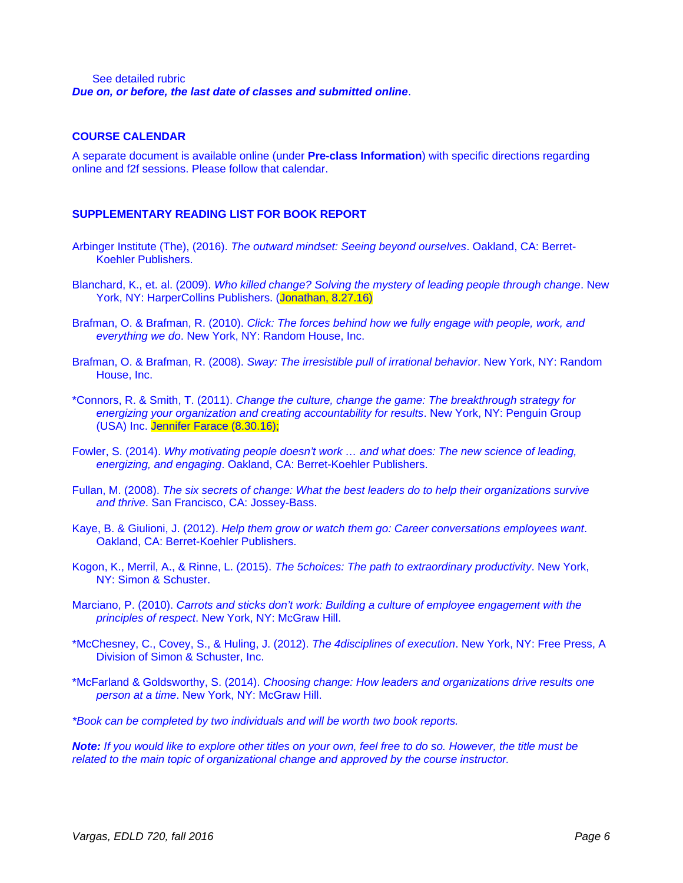See detailed rubric

***Due on, or before, the last date of classes and submitted online***.

**COURSE CALENDAR**

A separate document is available online (under **Pre-class Information**) with specific directions regarding online and f2f sessions. Please follow that calendar.

**SUPPLEMENTARY READING LIST FOR BOOK REPORT**

Arbinger Institute (The), (2016). *The outward mindset: Seeing beyond ourselves*. Oakland, CA: Berret-Koehler Publishers.

Blanchard, K., et. al. (2009). *Who killed change? Solving the mystery of leading people through change*. New York, NY: HarperCollins Publishers. (Jonathan, 8.27.16)

Brafman, O. & Brafman, R. (2010). *Click: The forces behind how we fully engage with people, work, and everything we do*. New York, NY: Random House, Inc.

Brafman, O. & Brafman, R. (2008). *Sway: The irresistible pull of irrational behavior*. New York, NY: Random House, Inc.

*Connors, R. & Smith, T. (2011). *Change the culture, change the game: The breakthrough strategy for energizing your organization and creating accountability for results*. New York, NY: Penguin Group (USA) Inc. Jennifer Farace (8.30.16);

Fowler, S. (2014). *Why motivating people doesn't work … and what does: The new science of leading, energizing, and engaging*. Oakland, CA: Berret-Koehler Publishers.

Fullan, M. (2008). *The six secrets of change: What the best leaders do to help their organizations survive and thrive*. San Francisco, CA: Jossey-Bass.

Kaye, B. & Giulioni, J. (2012). *Help them grow or watch them go: Career conversations employees want*. Oakland, CA: Berret-Koehler Publishers.

Kogon, K., Merril, A., & Rinne, L. (2015). *The 5choices: The path to extraordinary productivity*. New York, NY: Simon & Schuster.

Marciano, P. (2010). *Carrots and sticks don't work: Building a culture of employee engagement with the principles of respect*. New York, NY: McGraw Hill.

*McChesney, C., Covey, S., & Huling, J. (2012). *The 4disciplines of execution*. New York, NY: Free Press, A Division of Simon & Schuster, Inc.

*McFarland & Goldsworthy, S. (2014). *Choosing change: How leaders and organizations drive results one person at a time*. New York, NY: McGraw Hill.

**Book can be completed by two individuals and will be worth two book reports.*

***Note:*** *If you would like to explore other titles on your own, feel free to do so. However, the title must be related to the main topic of organizational change and approved by the course instructor.*